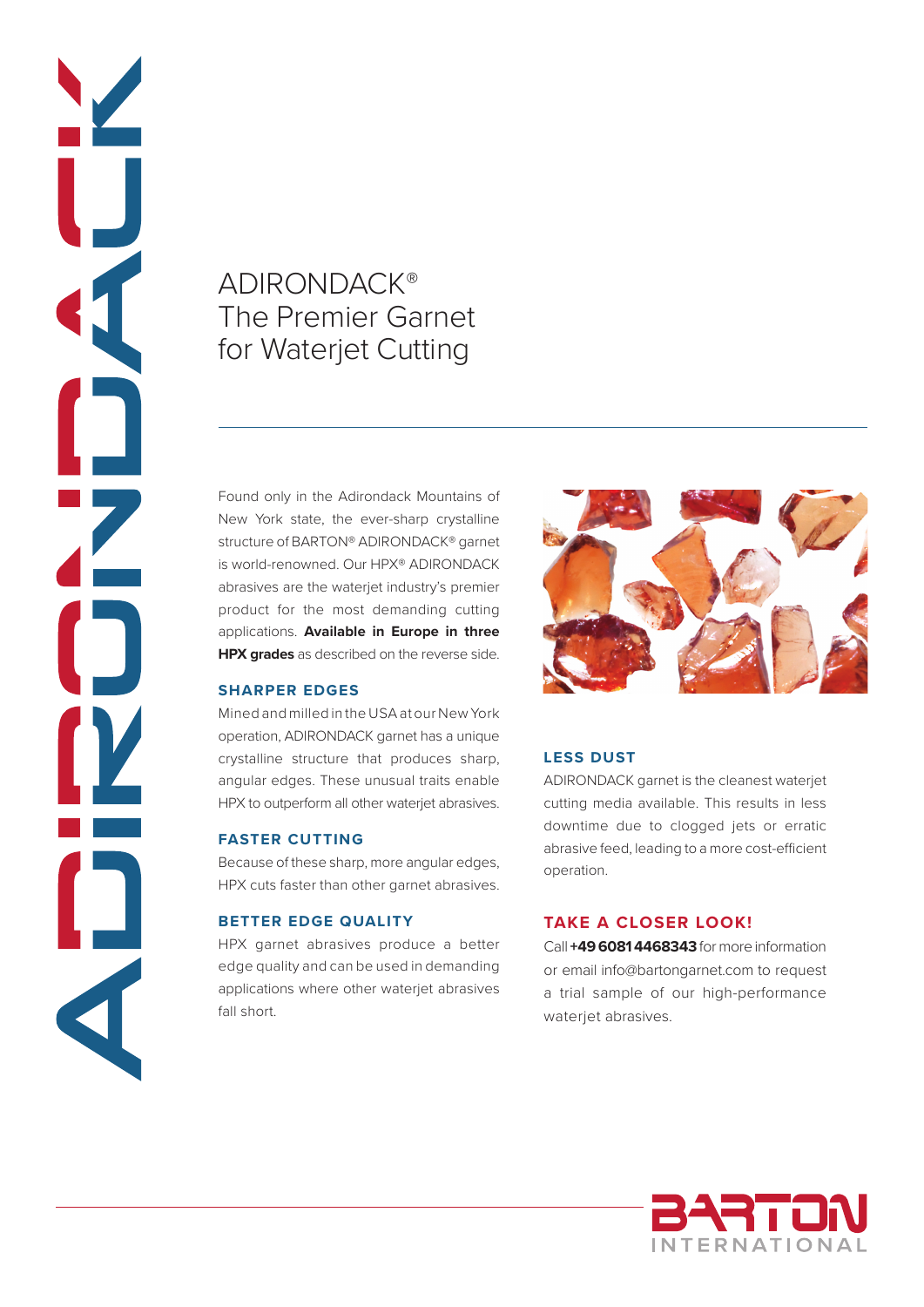# ADIRONDACK®
# The Premier Garnet for Waterjet Cutting

Found only in the Adirondack Mountains of New York state, the ever-sharp crystalline structure of BARTON® ADIRONDACK® garnet is world-renowned. Our HPX® ADIRONDACK abrasives are the waterjet industry's premier product for the most demanding cutting applications. **Available in Europe in three HPX grades** as described on the reverse side.

## SHARPER EDGES

Mined and milled in the USA at our New York operation, ADIRONDACK garnet has a unique crystalline structure that produces sharp, angular edges. These unusual traits enable HPX to outperform all other waterjet abrasives.

## FASTER CUTTING

Because of these sharp, more angular edges, HPX cuts faster than other garnet abrasives.

## BETTER EDGE QUALITY

HPX garnet abrasives produce a better edge quality and can be used in demanding applications where other waterjet abrasives fall short.

## LESS DUST

ADIRONDACK garnet is the cleanest waterjet cutting media available. This results in less downtime due to clogged jets or erratic abrasive feed, leading to a more cost-efficient operation.

## TAKE A CLOSER LOOK!

Call **+49 6081 4468343** for more information or email info@bartongarnet.com to request a trial sample of our high-performance waterjet abrasives.

BARTON INTERNATIONAL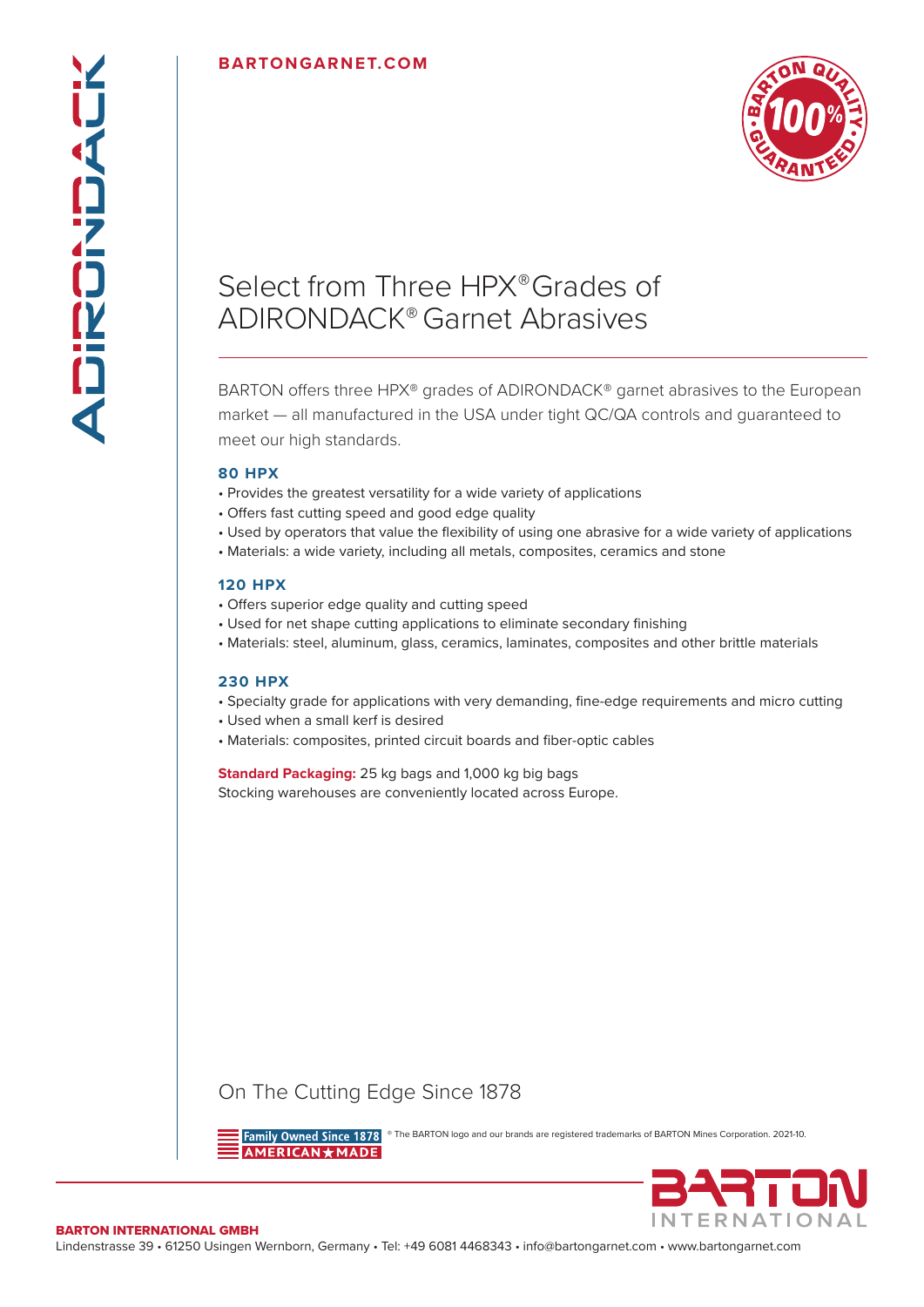BARTONGARNET.COM

# Select from Three HPX® Grades of ADIRONDACK® Garnet Abrasives

BARTON offers three HPX® grades of ADIRONDACK® garnet abrasives to the European market — all manufactured in the USA under tight QC/QA controls and guaranteed to meet our high standards.

### 80 HPX

- Provides the greatest versatility for a wide variety of applications
- Offers fast cutting speed and good edge quality
- Used by operators that value the flexibility of using one abrasive for a wide variety of applications
- Materials: a wide variety, including all metals, composites, ceramics and stone

### 120 HPX

- Offers superior edge quality and cutting speed
- Used for net shape cutting applications to eliminate secondary finishing
- Materials: steel, aluminum, glass, ceramics, laminates, composites and other brittle materials

### 230 HPX

- Specialty grade for applications with very demanding, fine-edge requirements and micro cutting
- Used when a small kerf is desired
- Materials: composites, printed circuit boards and fiber-optic cables

**Standard Packaging:** 25 kg bags and 1,000 kg big bags
Stocking warehouses are conveniently located across Europe.

On The Cutting Edge Since 1878

Family Owned Since 1878
AMERICAN★MADE

® The BARTON logo and our brands are registered trademarks of BARTON Mines Corporation. 2021-10.

**BARTON INTERNATIONAL GMBH**
Lindenstrasse 39 • 61250 Usingen Wernborn, Germany • Tel: +49 6081 4468343 • info@bartongarnet.com • www.bartongarnet.com